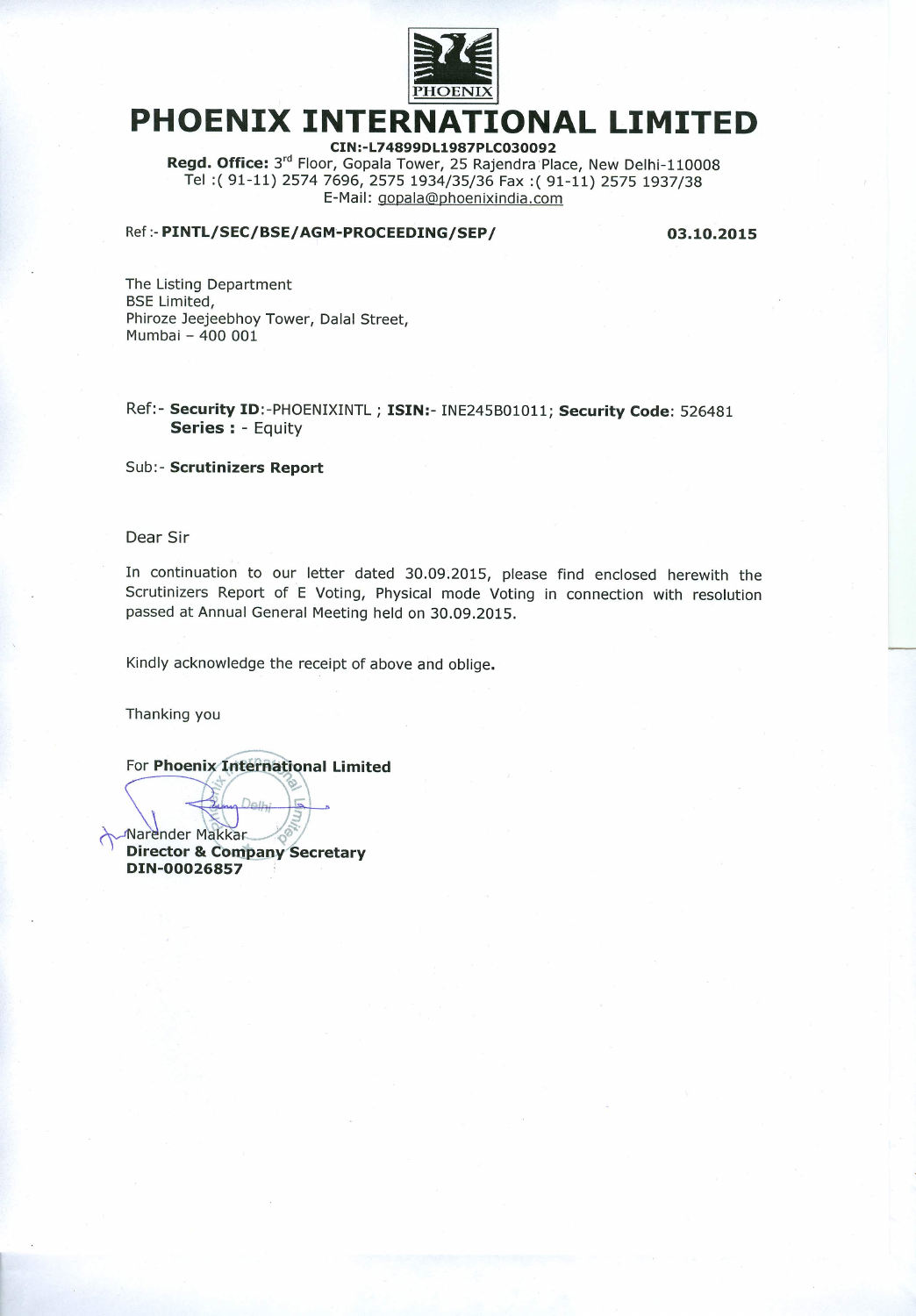# PHOENIX INTERNATIONAL LIMITED

**CIN:-L74899DL1987PLC030092**

**Regd. Office:** 3rd Floor, Gopala Tower, 25 Rajendra Place, New Delhi-110008
Tel :( 91-11) 2574 7696, 2575 1934/35/36 Fax :( 91-11) 2575 1937/38
E-Mail: gopala@phoenixindia.com

Ref :- **PINTL/SEC/BSE/AGM-PROCEEDING/SEP/** **03.10.2015**

The Listing Department
BSE Limited,
Phiroze Jeejeebhoy Tower, Dalal Street,
Mumbai – 400 001

Ref:- **Security ID**:-PHOENIXINTL ; **ISIN:-** INE245B01011; **Security Code**: 526481
**Series :** - Equity

Sub:- **Scrutinizers Report**

Dear Sir

In continuation to our letter dated 30.09.2015, please find enclosed herewith the Scrutinizers Report of E Voting, Physical mode Voting in connection with resolution passed at Annual General Meeting held on 30.09.2015.

Kindly acknowledge the receipt of above and oblige.

Thanking you

For **Phoenix International Limited**

Narender Makkar
**Director & Company Secretary**
**DIN-00026857**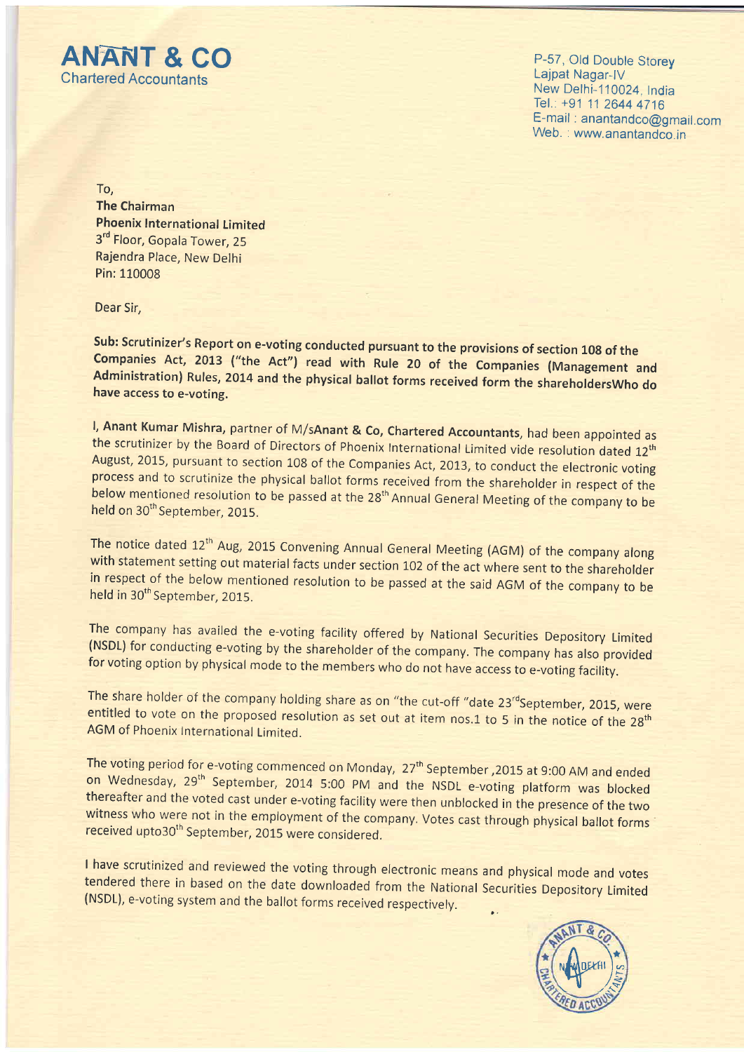**ANANT & CO**
Chartered Accountants

P-57, Old Double Storey
Lajpat Nagar-IV
New Delhi-110024, India
Tel.: +91 11 2644 4716
E-mail : anantandco@gmail.com
Web. : www.anantandco.in

To,
**The Chairman**
**Phoenix International Limited**
3rd Floor, Gopala Tower, 25
Rajendra Place, New Delhi
Pin: 110008

Dear Sir,

**Sub: Scrutinizer's Report on e-voting conducted pursuant to the provisions of section 108 of the Companies Act, 2013 ("the Act") read with Rule 20 of the Companies (Management and Administration) Rules, 2014 and the physical ballot forms received form the shareholdersWho do have access to e-voting.**

I, **Anant Kumar Mishra**, partner of M/s**Anant & Co, Chartered Accountants**, had been appointed as the scrutinizer by the Board of Directors of Phoenix International Limited vide resolution dated 12th August, 2015, pursuant to section 108 of the Companies Act, 2013, to conduct the electronic voting process and to scrutinize the physical ballot forms received from the shareholder in respect of the below mentioned resolution to be passed at the 28th Annual General Meeting of the company to be held on 30th September, 2015.

The notice dated 12th Aug, 2015 Convening Annual General Meeting (AGM) of the company along with statement setting out material facts under section 102 of the act where sent to the shareholder in respect of the below mentioned resolution to be passed at the said AGM of the company to be held in 30th September, 2015.

The company has availed the e-voting facility offered by National Securities Depository Limited (NSDL) for conducting e-voting by the shareholder of the company. The company has also provided for voting option by physical mode to the members who do not have access to e-voting facility.

The share holder of the company holding share as on "the cut-off "date 23rdSeptember, 2015, were entitled to vote on the proposed resolution as set out at item nos.1 to 5 in the notice of the 28th AGM of Phoenix International Limited.

The voting period for e-voting commenced on Monday, 27th September ,2015 at 9:00 AM and ended on Wednesday, 29th September, 2014 5:00 PM and the NSDL e-voting platform was blocked thereafter and the voted cast under e-voting facility were then unblocked in the presence of the two witness who were not in the employment of the company. Votes cast through physical ballot forms received upto30th September, 2015 were considered.

I have scrutinized and reviewed the voting through electronic means and physical mode and votes tendered there in based on the date downloaded from the National Securities Depository Limited (NSDL), e-voting system and the ballot forms received respectively.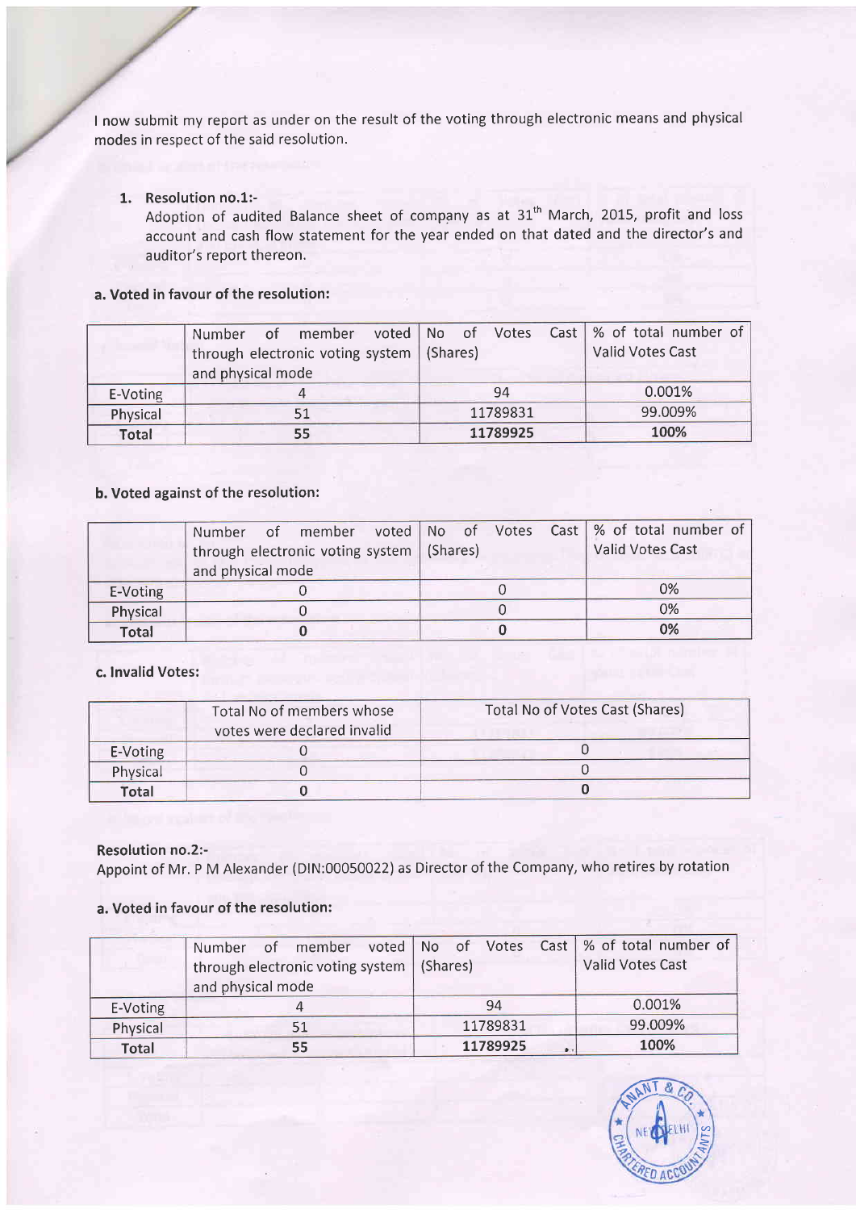I now submit my report as under on the result of the voting through electronic means and physical modes in respect of the said resolution.

1. **Resolution no.1:-**
   Adoption of audited Balance sheet of company as at 31st March, 2015, profit and loss account and cash flow statement for the year ended on that dated and the director's and auditor's report thereon.

**a. Voted in favour of the resolution:**

| | Number of member voted through electronic voting system and physical mode | No of Votes Cast (Shares) | % of total number of Valid Votes Cast |
|---|---|---|---|
| E-Voting | 4 | 94 | 0.001% |
| Physical | 51 | 11789831 | 99.009% |
| **Total** | **55** | **11789925** | **100%** |

**b. Voted against of the resolution:**

| | Number of member voted through electronic voting system and physical mode | No of Votes Cast (Shares) | % of total number of Valid Votes Cast |
|---|---|---|---|
| E-Voting | 0 | 0 | 0% |
| Physical | 0 | 0 | 0% |
| **Total** | **0** | **0** | **0%** |

**c. Invalid Votes:**

| | Total No of members whose votes were declared invalid | Total No of Votes Cast (Shares) |
|---|---|---|
| E-Voting | 0 | 0 |
| Physical | 0 | 0 |
| **Total** | **0** | **0** |

**Resolution no.2:-**
Appoint of Mr. P M Alexander (DIN:00050022) as Director of the Company, who retires by rotation

**a. Voted in favour of the resolution:**

| | Number of member voted through electronic voting system and physical mode | No of Votes Cast (Shares) | % of total number of Valid Votes Cast |
|---|---|---|---|
| E-Voting | 4 | 94 | 0.001% |
| Physical | 51 | 11789831 | 99.009% |
| **Total** | **55** | **11789925** | **100%** |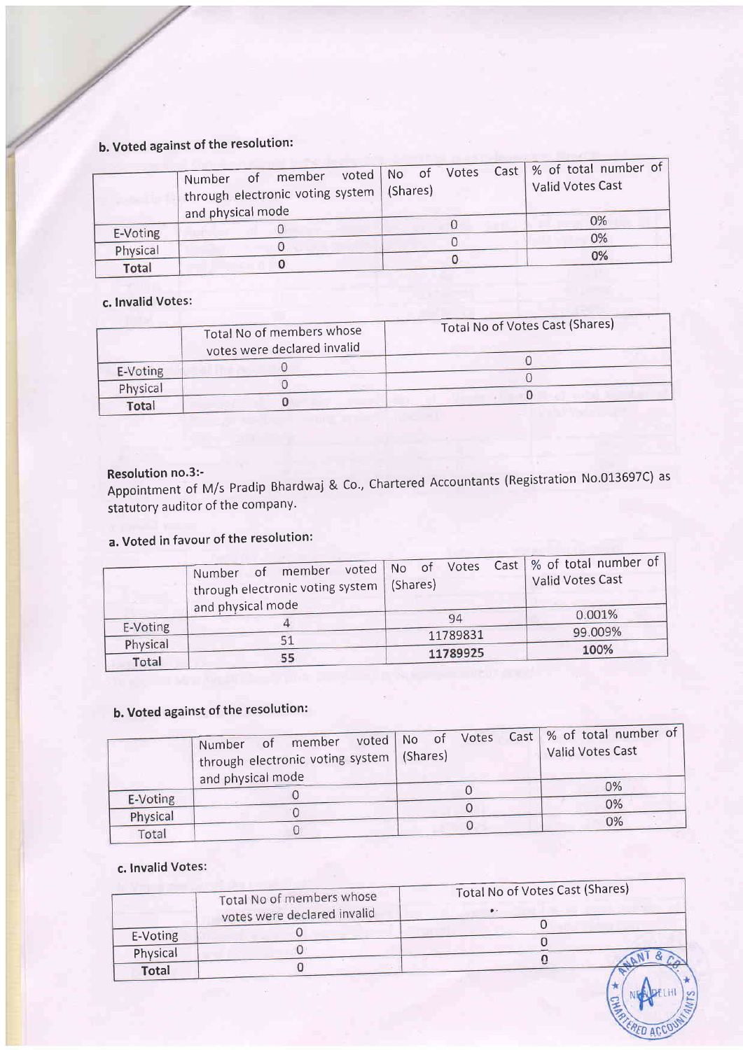**b. Voted against of the resolution:**

| | Number of member voted through electronic voting system and physical mode | No of Votes Cast (Shares) | % of total number of Valid Votes Cast |
|---|---|---|---|
| E-Voting | 0 | 0 | 0% |
| Physical | 0 | 0 | 0% |
| **Total** | **0** | 0 | **0%** |

**c. Invalid Votes:**

| | Total No of members whose votes were declared invalid | Total No of Votes Cast (Shares) |
|---|---|---|
| E-Voting | 0 | 0 |
| Physical | 0 | 0 |
| **Total** | **0** | 0 |

**Resolution no.3:-**

Appointment of M/s Pradip Bhardwaj & Co., Chartered Accountants (Registration No.013697C) as statutory auditor of the company.

**a. Voted in favour of the resolution:**

| | Number of member voted through electronic voting system and physical mode | No of Votes Cast (Shares) | % of total number of Valid Votes Cast |
|---|---|---|---|
| E-Voting | 4 | 94 | 0.001% |
| Physical | 51 | 11789831 | 99.009% |
| **Total** | **55** | **11789925** | **100%** |

**b. Voted against of the resolution:**

| | Number of member voted through electronic voting system and physical mode | No of Votes Cast (Shares) | % of total number of Valid Votes Cast |
|---|---|---|---|
| E-Voting | 0 | 0 | 0% |
| Physical | 0 | 0 | 0% |
| Total | 0 | 0 | 0% |

**c. Invalid Votes:**

| | Total No of members whose votes were declared invalid | Total No of Votes Cast (Shares) |
|---|---|---|
| E-Voting | 0 | 0 |
| Physical | 0 | 0 |
| **Total** | 0 | 0 |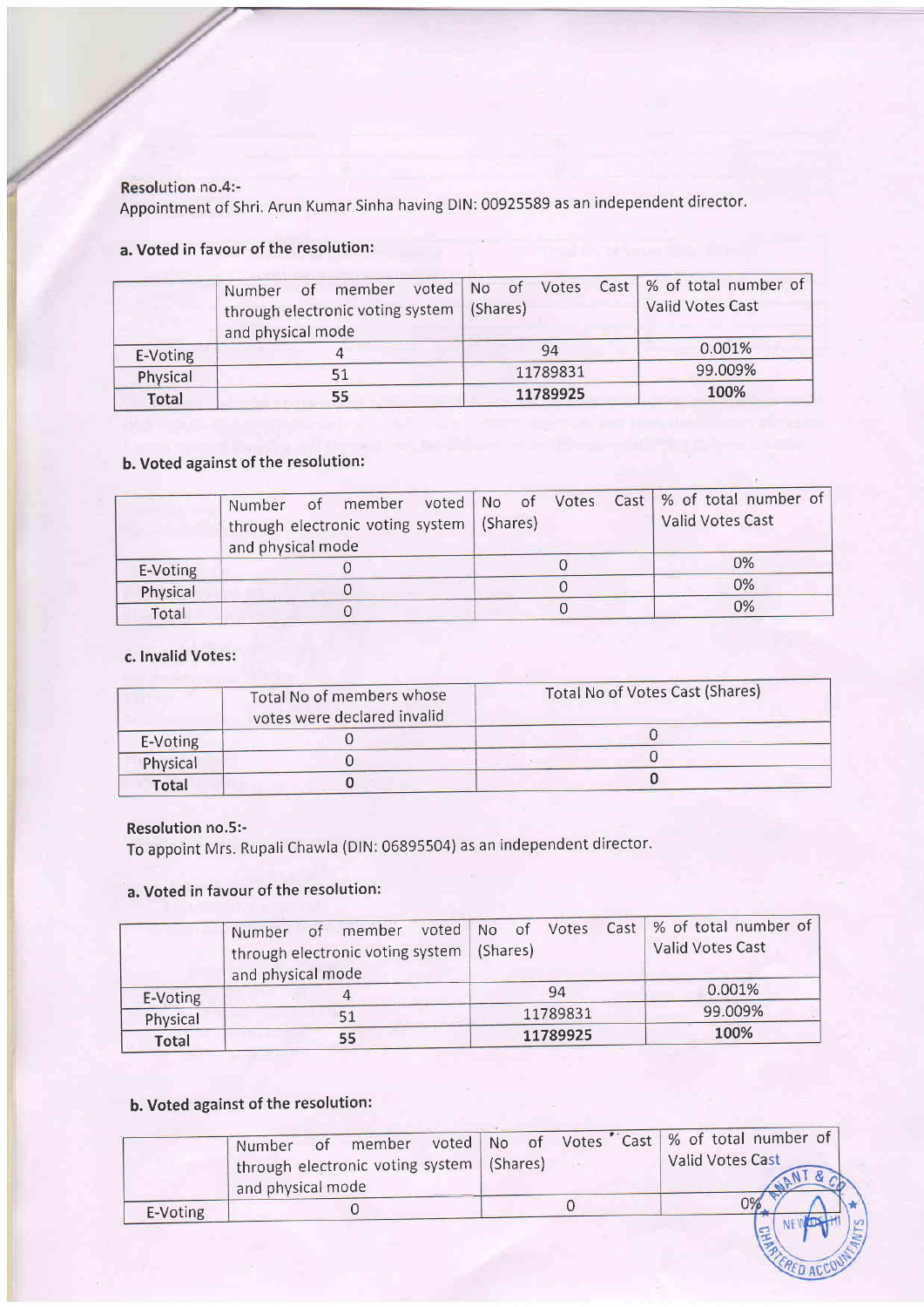**Resolution no.4:-**

Appointment of Shri. Arun Kumar Sinha having DIN: 00925589 as an independent director.

**a. Voted in favour of the resolution:**

| | Number of member voted through electronic voting system and physical mode | No of Votes Cast (Shares) | % of total number of Valid Votes Cast |
|---|---|---|---|
| E-Voting | 4 | 94 | 0.001% |
| Physical | 51 | 11789831 | 99.009% |
| **Total** | **55** | **11789925** | **100%** |

**b. Voted against of the resolution:**

| | Number of member voted through electronic voting system and physical mode | No of Votes Cast (Shares) | % of total number of Valid Votes Cast |
|---|---|---|---|
| E-Voting | 0 | 0 | 0% |
| Physical | 0 | 0 | 0% |
| Total | 0 | 0 | 0% |

**c. Invalid Votes:**

| | Total No of members whose votes were declared invalid | Total No of Votes Cast (Shares) |
|---|---|---|
| E-Voting | 0 | 0 |
| Physical | 0 | 0 |
| **Total** | **0** | **0** |

**Resolution no.5:-**

To appoint Mrs. Rupali Chawla (DIN: 06895504) as an independent director.

**a. Voted in favour of the resolution:**

| | Number of member voted through electronic voting system and physical mode | No of Votes Cast (Shares) | % of total number of Valid Votes Cast |
|---|---|---|---|
| E-Voting | 4 | 94 | 0.001% |
| Physical | 51 | 11789831 | 99.009% |
| **Total** | **55** | **11789925** | **100%** |

**b. Voted against of the resolution:**

| | Number of member voted through electronic voting system and physical mode | No of Votes Cast (Shares) | % of total number of Valid Votes Cast |
|---|---|---|---|
| E-Voting | 0 | 0 | 0% |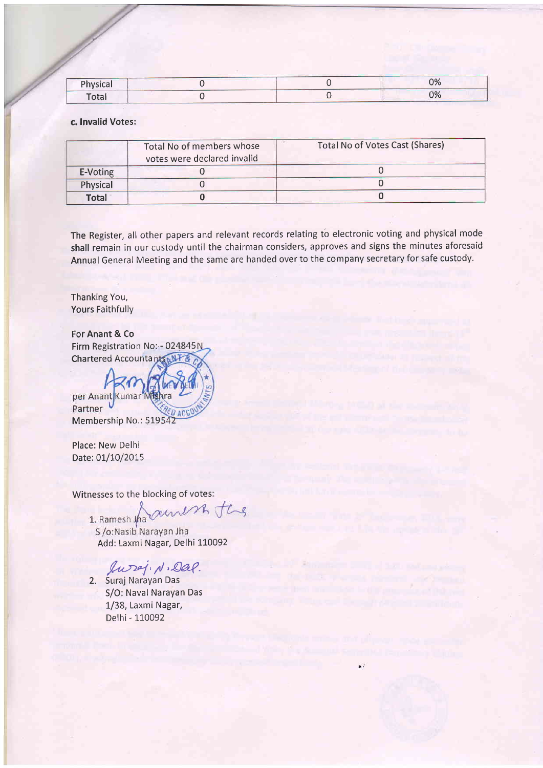| | | | |
|---|---|---|---|
| Physical | 0 | 0 | 0% |
| Total | 0 | 0 | 0% |

**c. Invalid Votes:**

| | Total No of members whose votes were declared invalid | Total No of Votes Cast (Shares) |
|---|---|---|
| E-Voting | 0 | 0 |
| Physical | 0 | 0 |
| **Total** | **0** | **0** |

The Register, all other papers and relevant records relating to electronic voting and physical mode shall remain in our custody until the chairman considers, approves and signs the minutes aforesaid Annual General Meeting and the same are handed over to the company secretary for safe custody.

Thanking You,
Yours Faithfully

**For Anant & Co**
Firm Registration No: - 024845N
Chartered Accountants

per Anant Kumar Mishra
Partner
Membership No.: 519542

Place: New Delhi
Date: 01/10/2015

Witnesses to the blocking of votes:

1. Ramesh Jha
   S /o:Nasib Narayan Jha
   Add: Laxmi Nagar, Delhi 110092

2. Suraj Narayan Das
   S/O: Naval Narayan Das
   1/38, Laxmi Nagar,
   Delhi - 110092